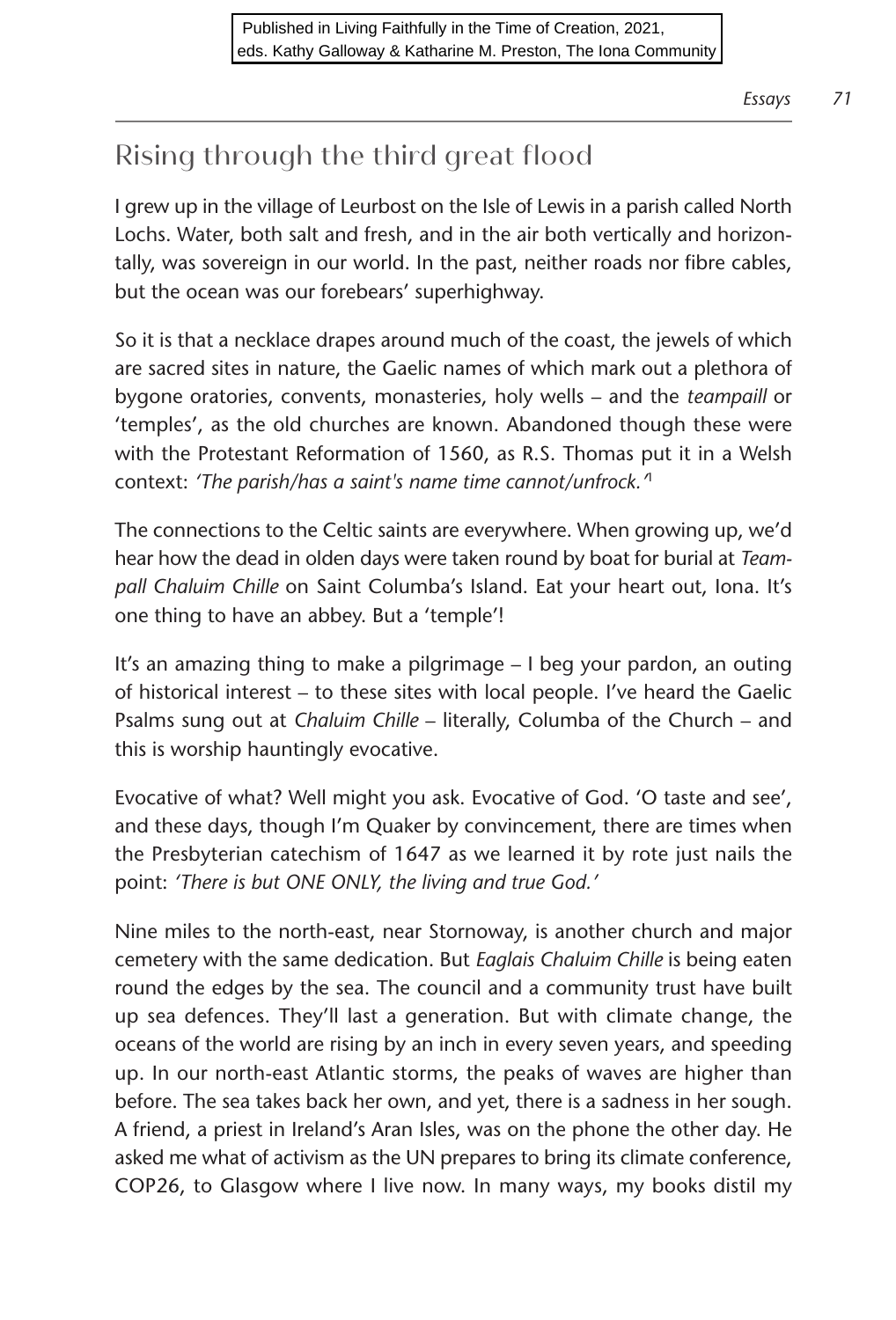Published in Living Faithfully in the Time of Creation, 2021, eds. Kathy Galloway & Katharine M. Preston, The Iona Community

## Rising through the third great flood

I grew up in the village of Leurbost on the Isle of Lewis in a parish called North Lochs. Water, both salt and fresh, and in the air both vertically and horizontally, was sovereign in our world. In the past, neither roads nor fibre cables, but the ocean was our forebears' superhighway.

So it is that a necklace drapes around much of the coast, the jewels of which are sacred sites in nature, the Gaelic names of which mark out a plethora of bygone oratories, convents, monasteries, holy wells – and the *teampaill* or 'temples', as the old churches are known. Abandoned though these were with the Protestant Reformation of 1560, as R.S. Thomas put it in a Welsh context: *'The parish/has a saint's name time cannot/unfrock.'*[1]

The connections to the Celtic saints are everywhere. When growing up, we'd hear how the dead in olden days were taken round by boat for burial at *Teampall Chaluim Chille* on Saint Columba's Island. Eat your heart out, Iona. It's one thing to have an abbey. But a 'temple'!

It's an amazing thing to make a pilgrimage – I beg your pardon, an outing of historical interest – to these sites with local people. I've heard the Gaelic Psalms sung out at *Chaluim Chille* – literally, Columba of the Church – and this is worship hauntingly evocative.

Evocative of what? Well might you ask. Evocative of God. 'O taste and see', and these days, though I'm Quaker by convincement, there are times when the Presbyterian catechism of 1647 as we learned it by rote just nails the point: *'There is but ONE ONLY, the living and true God.'*

Nine miles to the north-east, near Stornoway, is another church and major cemetery with the same dedication. But *Eaglais Chaluim Chille* is being eaten round the edges by the sea. The council and a community trust have built up sea defences. They'll last a generation. But with climate change, the oceans of the world are rising by an inch in every seven years, and speeding up. In our north-east Atlantic storms, the peaks of waves are higher than before. The sea takes back her own, and yet, there is a sadness in her sough. A friend, a priest in Ireland's Aran Isles, was on the phone the other day. He asked me what of activism as the UN prepares to bring its climate conference, COP26, to Glasgow where I live now. In many ways, my books distil my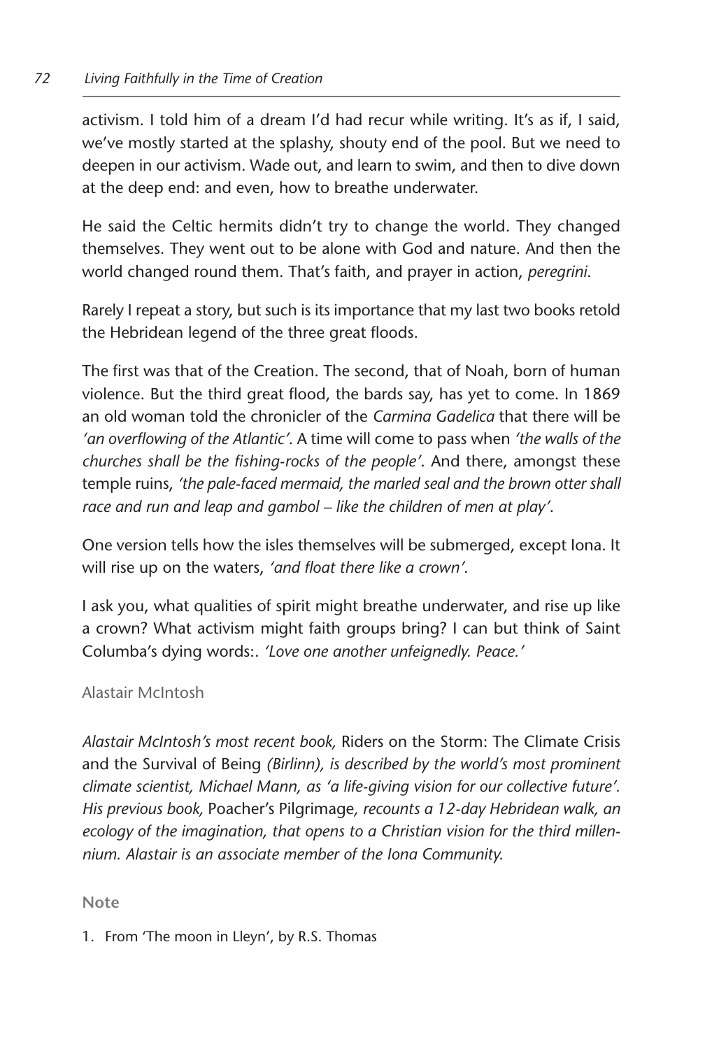activism. I told him of a dream I'd had recur while writing. It's as if, I said, we've mostly started at the splashy, shouty end of the pool. But we need to deepen in our activism. Wade out, and learn to swim, and then to dive down at the deep end: and even, how to breathe underwater.

He said the Celtic hermits didn't try to change the world. They changed themselves. They went out to be alone with God and nature. And then the world changed round them. That's faith, and prayer in action, *peregrini*.

Rarely I repeat a story, but such is its importance that my last two books retold the Hebridean legend of the three great floods.

The first was that of the Creation. The second, that of Noah, born of human violence. But the third great flood, the bards say, has yet to come. In 1869 an old woman told the chronicler of the *Carmina Gadelica* that there will be *'an overflowing of the Atlantic'*. A time will come to pass when *'the walls of the churches shall be the fishing-rocks of the people'*. And there, amongst these temple ruins, *'the pale-faced mermaid, the marled seal and the brown otter shall race and run and leap and gambol – like the children of men at play'*.

One version tells how the isles themselves will be submerged, except Iona. It will rise up on the waters, *'and float there like a crown'*.

I ask you, what qualities of spirit might breathe underwater, and rise up like a crown? What activism might faith groups bring? I can but think of Saint Columba's dying words:. *'Love one another unfeignedly. Peace.'*

Alastair McIntosh

*Alastair McIntosh's most recent book,* Riders on the Storm: The Climate Crisis and the Survival of Being *(Birlinn), is described by the world's most prominent climate scientist, Michael Mann, as 'a life-giving vision for our collective future'. His previous book,* Poacher's Pilgrimage*, recounts a 12-day Hebridean walk, an ecology of the imagination, that opens to a Christian vision for the third millennium. Alastair is an associate member of the Iona Community.*

**Note**

1. From 'The moon in Lleyn', by R.S. Thomas